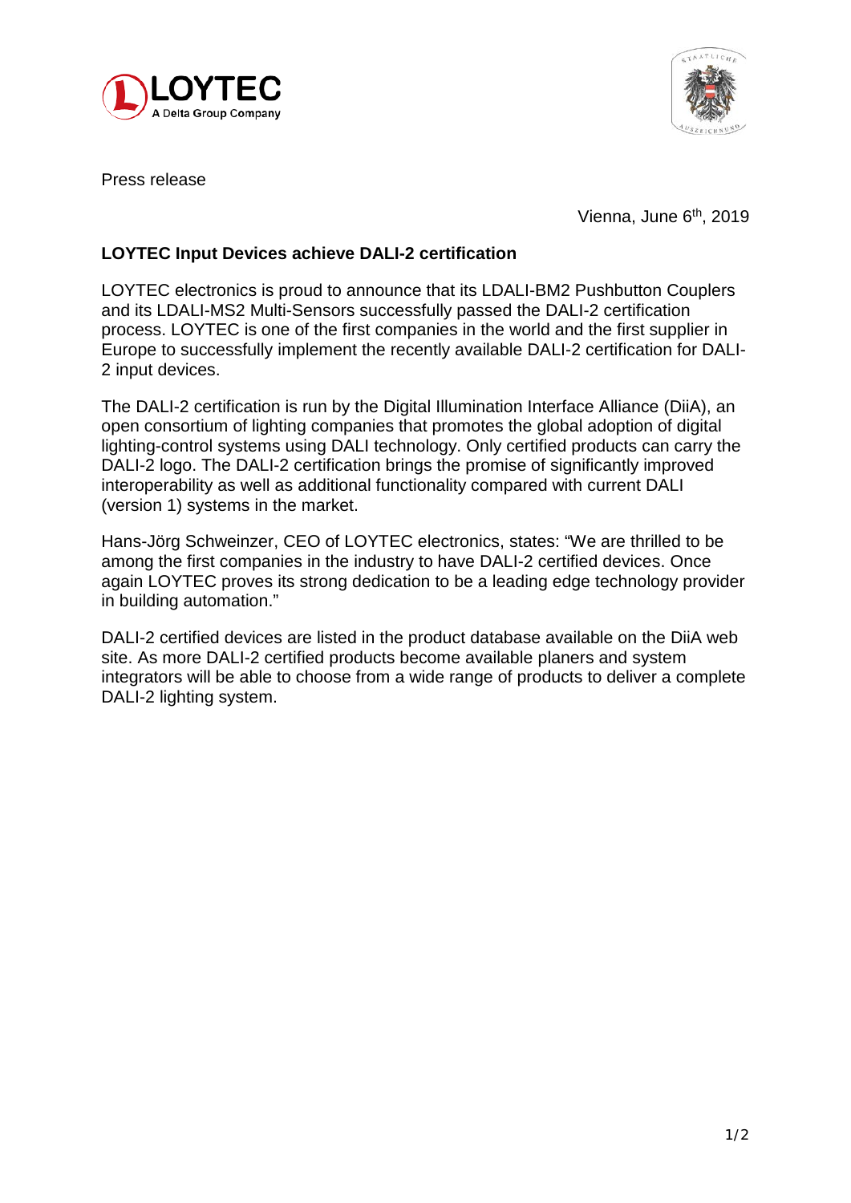Press release

Vienna, June 6th, 2019

## LOYTEC Input Devices achieve DALI-2 certification

LOYTEC electronics is proud to announce that its LDALI-BM2 Pushbutton Couplers and its LDALI-MS2 Multi-Sensors successfully passed the DALI-2 certification process. LOYTEC is one of the first companies in the world and the first supplier in Europe to successfully implement the recently available DALI-2 certification for DALI-2 input devices.

The DALI-2 certification is run by the Digital Illumination Interface Alliance (DiiA), an open consortium of lighting companies that promotes the global adoption of digital lighting-control systems using DALI technology. Only certified products can carry the DALI-2 logo. The DALI-2 certification brings the promise of significantly improved interoperability as well as additional functionality compared with current DALI (version 1) systems in the market.

Hans-Jörg Schweinzer, CEO of LOYTEC electronics, states: "We are thrilled to be among the first companies in the industry to have DALI-2 certified devices. Once again LOYTEC proves its strong dedication to be a leading edge technology provider in building automation."

DALI-2 certified devices are listed in the product database available on the DiiA web site. As more DALI-2 certified products become available planers and system integrators will be able to choose from a wide range of products to deliver a complete DALI-2 lighting system.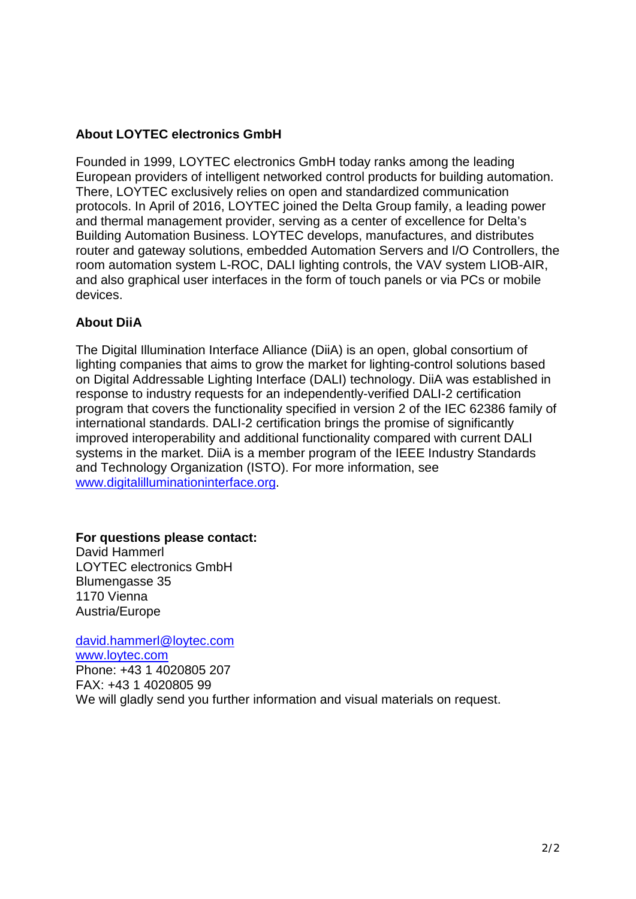**About LOYTEC electronics GmbH**

Founded in 1999, LOYTEC electronics GmbH today ranks among the leading European providers of intelligent networked control products for building automation. There, LOYTEC exclusively relies on open and standardized communication protocols. In April of 2016, LOYTEC joined the Delta Group family, a leading power and thermal management provider, serving as a center of excellence for Delta's Building Automation Business. LOYTEC develops, manufactures, and distributes router and gateway solutions, embedded Automation Servers and I/O Controllers, the room automation system L-ROC, DALI lighting controls, the VAV system LIOB-AIR, and also graphical user interfaces in the form of touch panels or via PCs or mobile devices.

**About DiiA**

The Digital Illumination Interface Alliance (DiiA) is an open, global consortium of lighting companies that aims to grow the market for lighting-control solutions based on Digital Addressable Lighting Interface (DALI) technology. DiiA was established in response to industry requests for an independently-verified DALI-2 certification program that covers the functionality specified in version 2 of the IEC 62386 family of international standards. DALI-2 certification brings the promise of significantly improved interoperability and additional functionality compared with current DALI systems in the market. DiiA is a member program of the IEEE Industry Standards and Technology Organization (ISTO). For more information, see www.digitalilluminationinterface.org.

**For questions please contact:**
David Hammerl
LOYTEC electronics GmbH
Blumengasse 35
1170 Vienna
Austria/Europe

david.hammerl@loytec.com
www.loytec.com
Phone: +43 1 4020805 207
FAX: +43 1 4020805 99
We will gladly send you further information and visual materials on request.